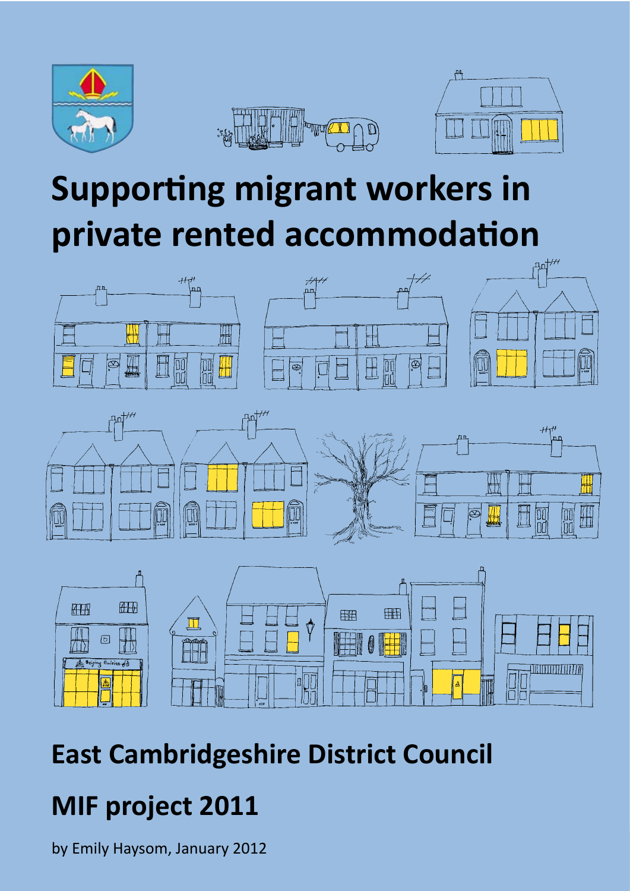# Supporting migrant workers in private rented accommodation

## East Cambridgeshire District Council

## MIF project 2011

by Emily Haysom, January 2012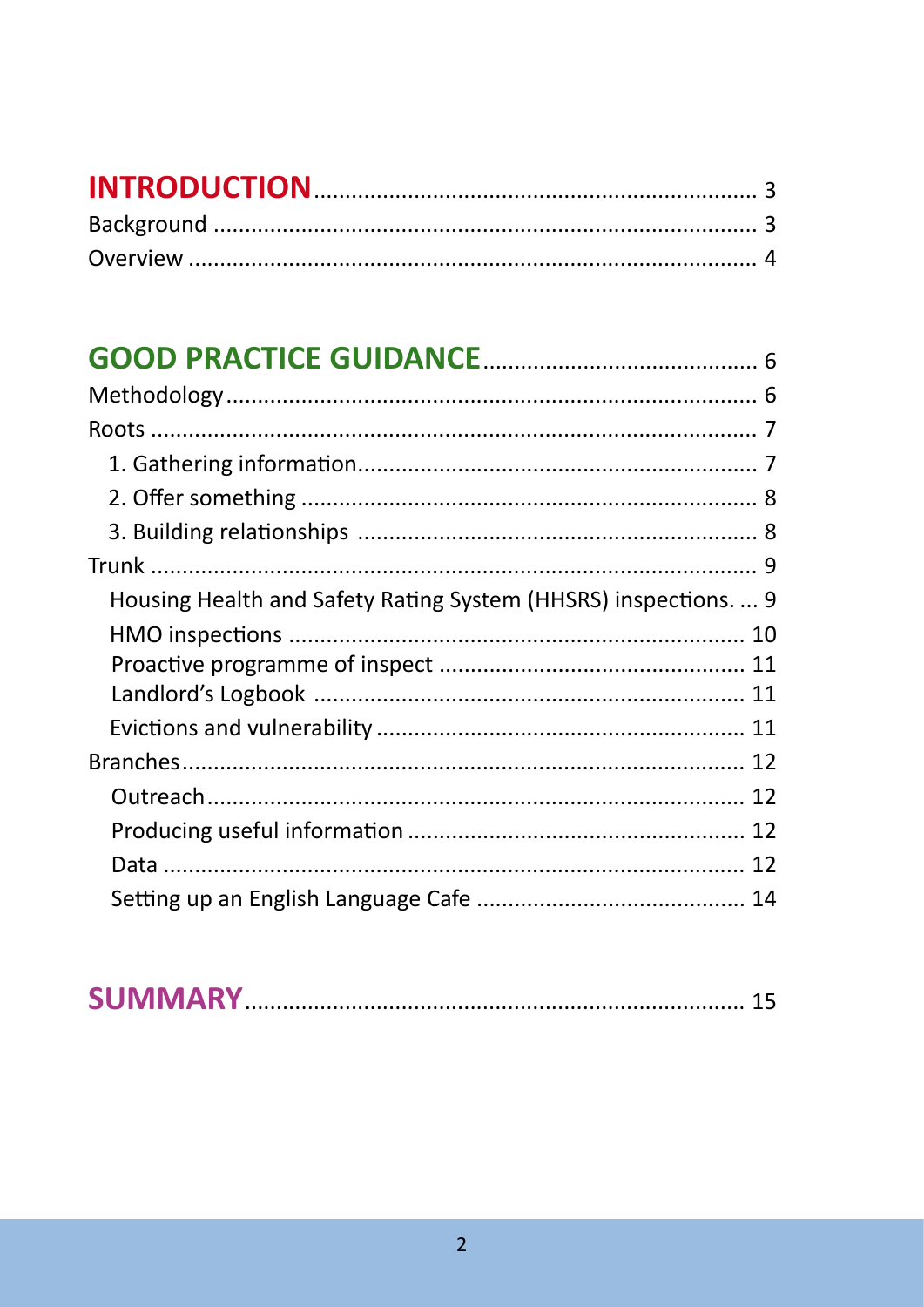**INTRODUCTION** ........................................ 3

Background ........................................ 3

Overview ........................................ 4

**GOOD PRACTICE GUIDANCE** ........................................ 6

Methodology ........................................ 6

Roots ........................................ 7

- 1. Gathering information ........................................ 7
- 2. Offer something ........................................ 8
- 3. Building relationships ........................................ 8

Trunk ........................................ 9

- Housing Health and Safety Rating System (HHSRS) inspections. ... 9
- HMO inspections ........................................ 10
- Proactive programme of inspect ........................................ 11
- Landlord's Logbook ........................................ 11
- Evictions and vulnerability ........................................ 11

Branches ........................................ 12

- Outreach ........................................ 12
- Producing useful information ........................................ 12
- Data ........................................ 12
- Setting up an English Language Cafe ........................................ 14

**SUMMARY** ........................................ 15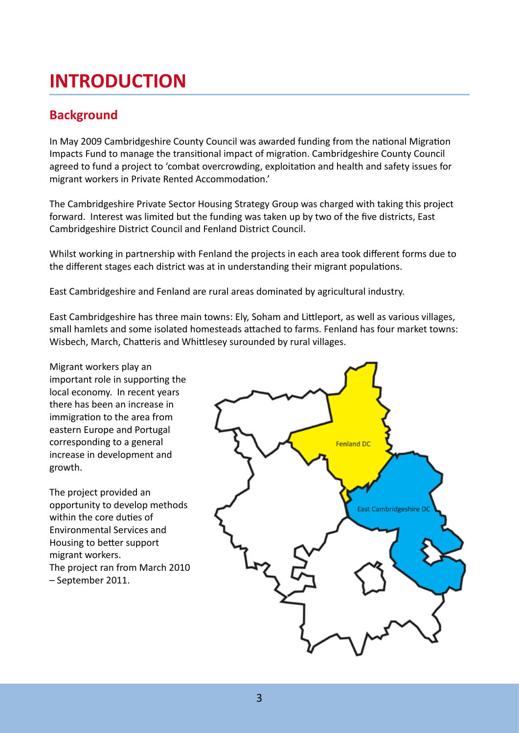# INTRODUCTION

## Background

In May 2009 Cambridgeshire County Council was awarded funding from the national Migration Impacts Fund to manage the transitional impact of migration. Cambridgeshire County Council agreed to fund a project to 'combat overcrowding, exploitation and health and safety issues for migrant workers in Private Rented Accommodation.'

The Cambridgeshire Private Sector Housing Strategy Group was charged with taking this project forward. Interest was limited but the funding was taken up by two of the five districts, East Cambridgeshire District Council and Fenland District Council.

Whilst working in partnership with Fenland the projects in each area took different forms due to the different stages each district was at in understanding their migrant populations.

East Cambridgeshire and Fenland are rural areas dominated by agricultural industry.

East Cambridgeshire has three main towns: Ely, Soham and Littleport, as well as various villages, small hamlets and some isolated homesteads attached to farms. Fenland has four market towns: Wisbech, March, Chatteris and Whittlesey surounded by rural villages.

Migrant workers play an important role in supporting the local economy. In recent years there has been an increase in immigration to the area from eastern Europe and Portugal corresponding to a general increase in development and growth.

The project provided an opportunity to develop methods within the core duties of Environmental Services and Housing to better support migrant workers.

The project ran from March 2010 – September 2011.

Fenland DC

East Cambridgeshire DC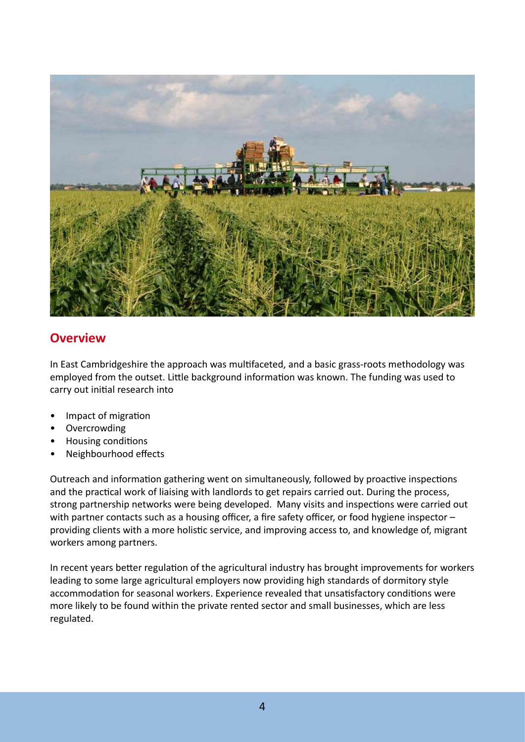## Overview

In East Cambridgeshire the approach was multifaceted, and a basic grass-roots methodology was employed from the outset. Little background information was known. The funding was used to carry out initial research into

- Impact of migration
- Overcrowding
- Housing conditions
- Neighbourhood effects

Outreach and information gathering went on simultaneously, followed by proactive inspections and the practical work of liaising with landlords to get repairs carried out. During the process, strong partnership networks were being developed. Many visits and inspections were carried out with partner contacts such as a housing officer, a fire safety officer, or food hygiene inspector – providing clients with a more holistic service, and improving access to, and knowledge of, migrant workers among partners.

In recent years better regulation of the agricultural industry has brought improvements for workers leading to some large agricultural employers now providing high standards of dormitory style accommodation for seasonal workers. Experience revealed that unsatisfactory conditions were more likely to be found within the private rented sector and small businesses, which are less regulated.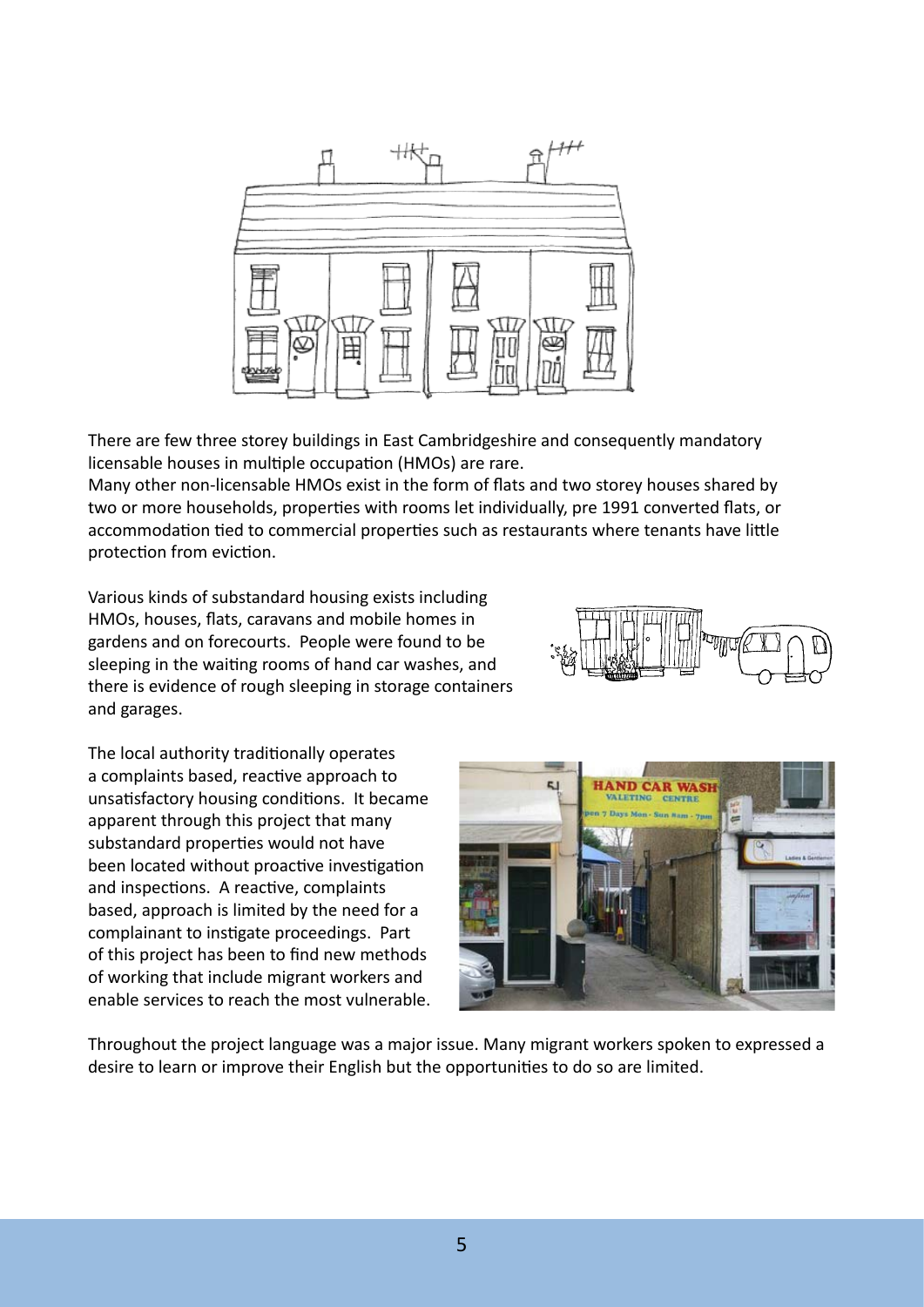There are few three storey buildings in East Cambridgeshire and consequently mandatory licensable houses in multiple occupation (HMOs) are rare.
Many other non-licensable HMOs exist in the form of flats and two storey houses shared by two or more households, properties with rooms let individually, pre 1991 converted flats, or accommodation tied to commercial properties such as restaurants where tenants have little protection from eviction.

Various kinds of substandard housing exists including HMOs, houses, flats, caravans and mobile homes in gardens and on forecourts. People were found to be sleeping in the waiting rooms of hand car washes, and there is evidence of rough sleeping in storage containers and garages.

The local authority traditionally operates a complaints based, reactive approach to unsatisfactory housing conditions. It became apparent through this project that many substandard properties would not have been located without proactive investigation and inspections. A reactive, complaints based, approach is limited by the need for a complainant to instigate proceedings. Part of this project has been to find new methods of working that include migrant workers and enable services to reach the most vulnerable.

Throughout the project language was a major issue. Many migrant workers spoken to expressed a desire to learn or improve their English but the opportunities to do so are limited.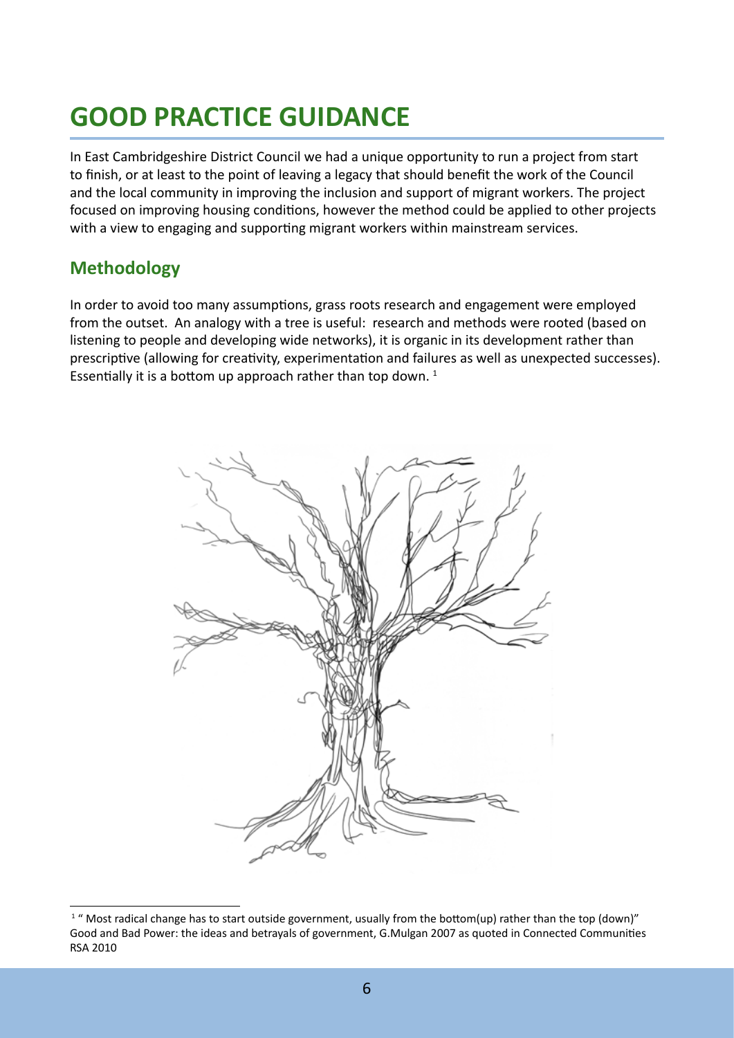# GOOD PRACTICE GUIDANCE

In East Cambridgeshire District Council we had a unique opportunity to run a project from start to finish, or at least to the point of leaving a legacy that should benefit the work of the Council and the local community in improving the inclusion and support of migrant workers. The project focused on improving housing conditions, however the method could be applied to other projects with a view to engaging and supporting migrant workers within mainstream services.

## Methodology

In order to avoid too many assumptions, grass roots research and engagement were employed from the outset. An analogy with a tree is useful: research and methods were rooted (based on listening to people and developing wide networks), it is organic in its development rather than prescriptive (allowing for creativity, experimentation and failures as well as unexpected successes). Essentially it is a bottom up approach rather than top down. [1]

[1] " Most radical change has to start outside government, usually from the bottom(up) rather than the top (down)" Good and Bad Power: the ideas and betrayals of government, G.Mulgan 2007 as quoted in Connected Communities RSA 2010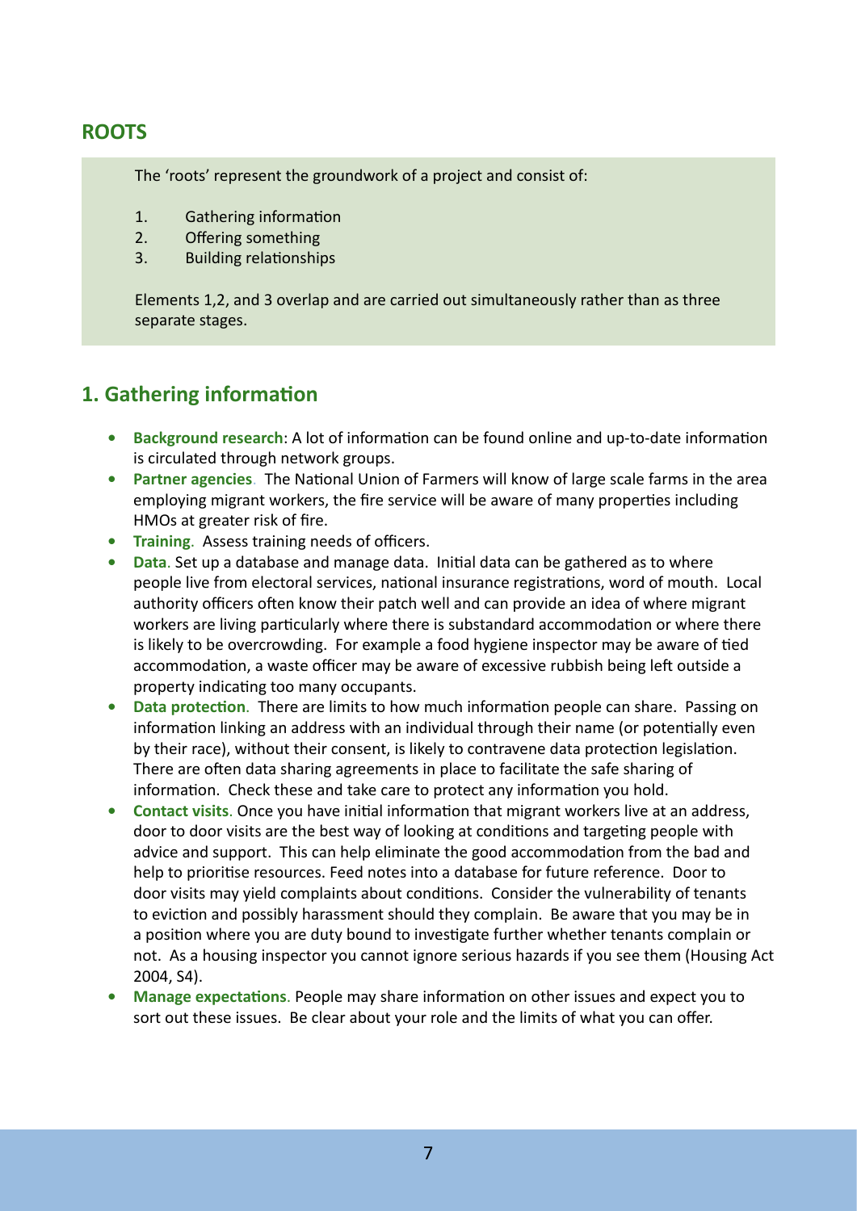## ROOTS

The 'roots' represent the groundwork of a project and consist of:

1. Gathering information
2. Offering something
3. Building relationships

Elements 1,2, and 3 overlap and are carried out simultaneously rather than as three separate stages.

## 1. Gathering information

- **Background research**: A lot of information can be found online and up-to-date information is circulated through network groups.
- **Partner agencies**. The National Union of Farmers will know of large scale farms in the area employing migrant workers, the fire service will be aware of many properties including HMOs at greater risk of fire.
- **Training**. Assess training needs of officers.
- **Data**. Set up a database and manage data. Initial data can be gathered as to where people live from electoral services, national insurance registrations, word of mouth. Local authority officers often know their patch well and can provide an idea of where migrant workers are living particularly where there is substandard accommodation or where there is likely to be overcrowding. For example a food hygiene inspector may be aware of tied accommodation, a waste officer may be aware of excessive rubbish being left outside a property indicating too many occupants.
- **Data protection**. There are limits to how much information people can share. Passing on information linking an address with an individual through their name (or potentially even by their race), without their consent, is likely to contravene data protection legislation. There are often data sharing agreements in place to facilitate the safe sharing of information. Check these and take care to protect any information you hold.
- **Contact visits**. Once you have initial information that migrant workers live at an address, door to door visits are the best way of looking at conditions and targeting people with advice and support. This can help eliminate the good accommodation from the bad and help to prioritise resources. Feed notes into a database for future reference. Door to door visits may yield complaints about conditions. Consider the vulnerability of tenants to eviction and possibly harassment should they complain. Be aware that you may be in a position where you are duty bound to investigate further whether tenants complain or not. As a housing inspector you cannot ignore serious hazards if you see them (Housing Act 2004, S4).
- **Manage expectations**. People may share information on other issues and expect you to sort out these issues. Be clear about your role and the limits of what you can offer.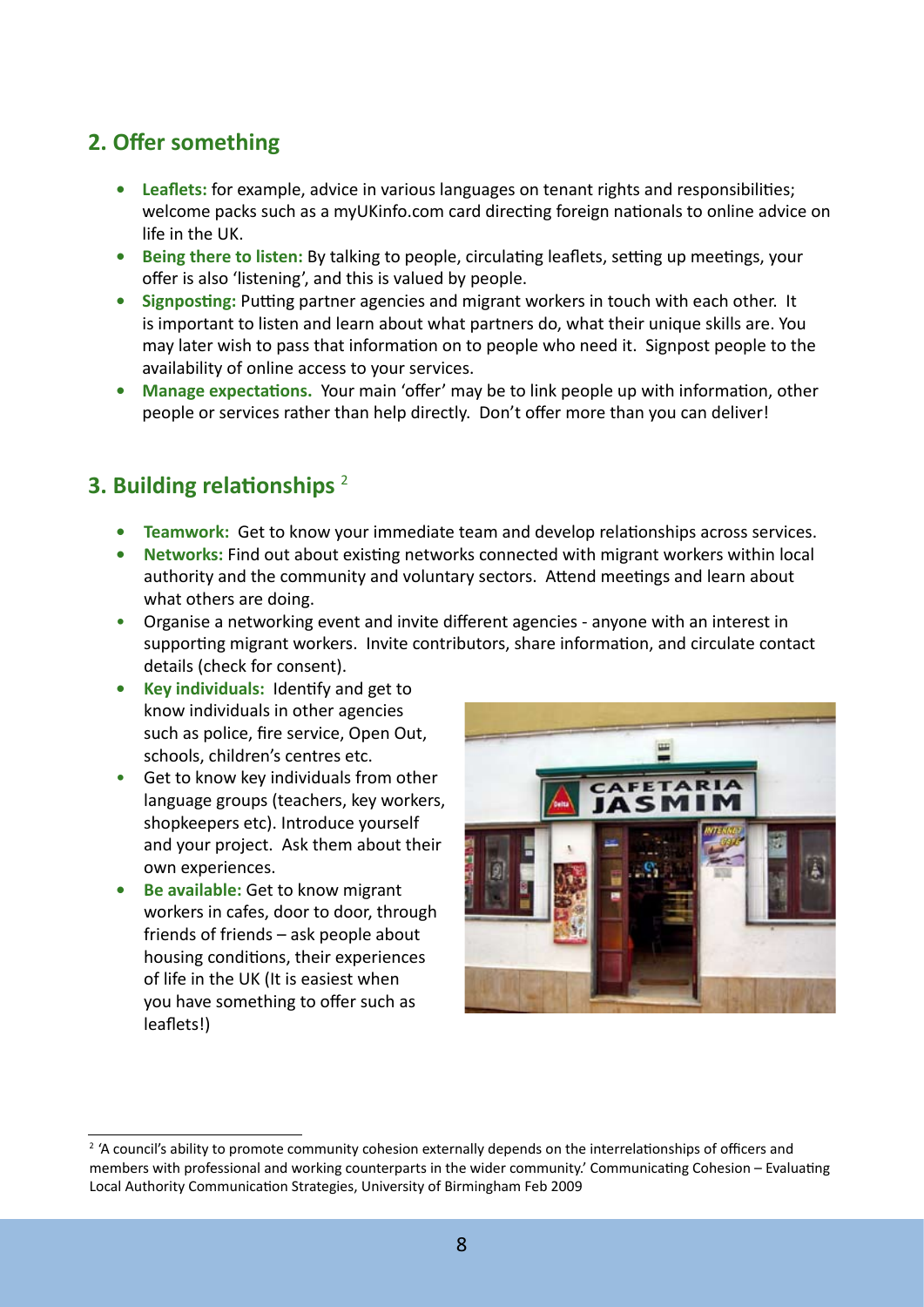## 2. Offer something

- **Leaflets:** for example, advice in various languages on tenant rights and responsibilities; welcome packs such as a myUKinfo.com card directing foreign nationals to online advice on life in the UK.
- **Being there to listen:** By talking to people, circulating leaflets, setting up meetings, your offer is also 'listening', and this is valued by people.
- **Signposting:** Putting partner agencies and migrant workers in touch with each other. It is important to listen and learn about what partners do, what their unique skills are. You may later wish to pass that information on to people who need it. Signpost people to the availability of online access to your services.
- **Manage expectations.** Your main 'offer' may be to link people up with information, other people or services rather than help directly. Don't offer more than you can deliver!

## 3. Building relationships [2]

- **Teamwork:** Get to know your immediate team and develop relationships across services.
- **Networks:** Find out about existing networks connected with migrant workers within local authority and the community and voluntary sectors. Attend meetings and learn about what others are doing.
- Organise a networking event and invite different agencies - anyone with an interest in supporting migrant workers. Invite contributors, share information, and circulate contact details (check for consent).
- **Key individuals:** Identify and get to know individuals in other agencies such as police, fire service, Open Out, schools, children's centres etc.
- Get to know key individuals from other language groups (teachers, key workers, shopkeepers etc). Introduce yourself and your project. Ask them about their own experiences.
- **Be available:** Get to know migrant workers in cafes, door to door, through friends of friends – ask people about housing conditions, their experiences of life in the UK (It is easiest when you have something to offer such as leaflets!)

---

[2] 'A council's ability to promote community cohesion externally depends on the interrelationships of officers and members with professional and working counterparts in the wider community.' Communicating Cohesion – Evaluating Local Authority Communication Strategies, University of Birmingham Feb 2009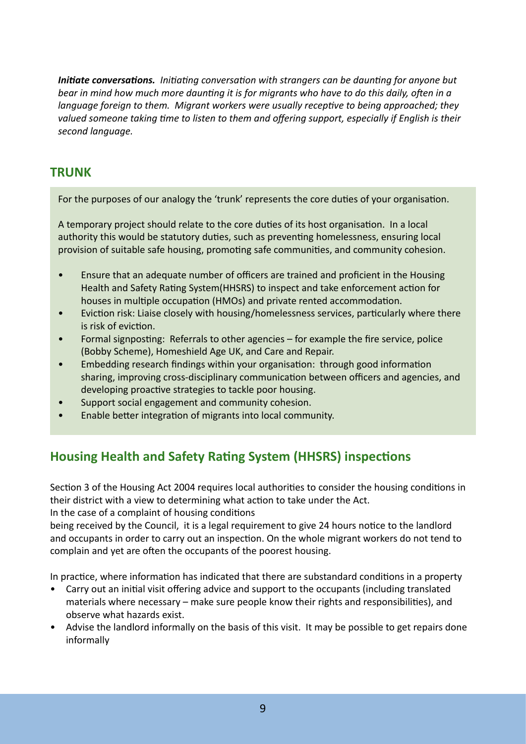***Initiate conversations.*** *Initiating conversation with strangers can be daunting for anyone but bear in mind how much more daunting it is for migrants who have to do this daily, often in a language foreign to them. Migrant workers were usually receptive to being approached; they valued someone taking time to listen to them and offering support, especially if English is their second language.*

## TRUNK

For the purposes of our analogy the 'trunk' represents the core duties of your organisation.

A temporary project should relate to the core duties of its host organisation. In a local authority this would be statutory duties, such as preventing homelessness, ensuring local provision of suitable safe housing, promoting safe communities, and community cohesion.

- Ensure that an adequate number of officers are trained and proficient in the Housing Health and Safety Rating System(HHSRS) to inspect and take enforcement action for houses in multiple occupation (HMOs) and private rented accommodation.
- Eviction risk: Liaise closely with housing/homelessness services, particularly where there is risk of eviction.
- Formal signposting: Referrals to other agencies – for example the fire service, police (Bobby Scheme), Homeshield Age UK, and Care and Repair.
- Embedding research findings within your organisation: through good information sharing, improving cross-disciplinary communication between officers and agencies, and developing proactive strategies to tackle poor housing.
- Support social engagement and community cohesion.
- Enable better integration of migrants into local community.

## Housing Health and Safety Rating System (HHSRS) inspections

Section 3 of the Housing Act 2004 requires local authorities to consider the housing conditions in their district with a view to determining what action to take under the Act.
In the case of a complaint of housing conditions
being received by the Council, it is a legal requirement to give 24 hours notice to the landlord and occupants in order to carry out an inspection. On the whole migrant workers do not tend to complain and yet are often the occupants of the poorest housing.

In practice, where information has indicated that there are substandard conditions in a property

- Carry out an initial visit offering advice and support to the occupants (including translated materials where necessary – make sure people know their rights and responsibilities), and observe what hazards exist.
- Advise the landlord informally on the basis of this visit. It may be possible to get repairs done informally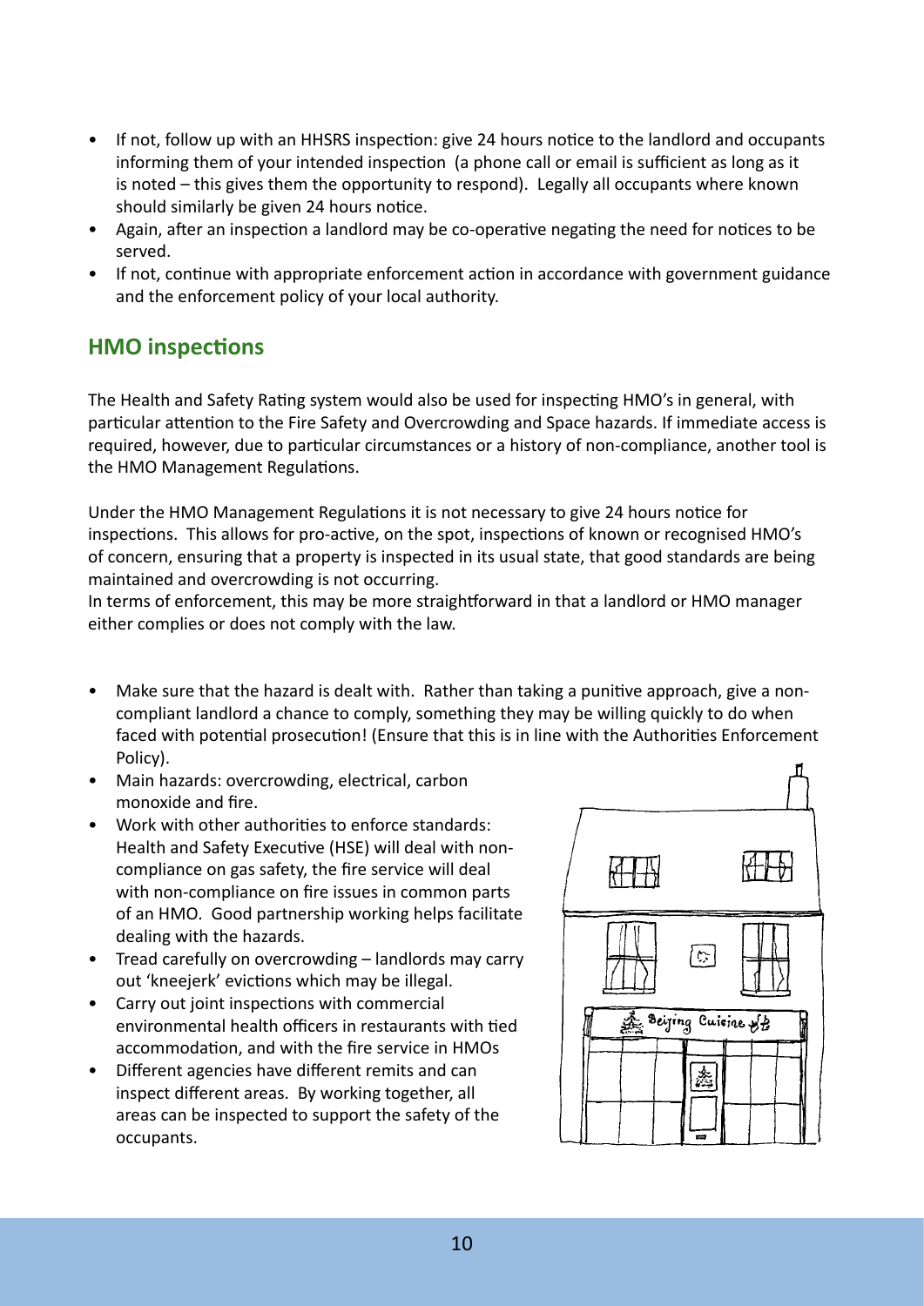- If not, follow up with an HHSRS inspection: give 24 hours notice to the landlord and occupants informing them of your intended inspection (a phone call or email is sufficient as long as it is noted – this gives them the opportunity to respond). Legally all occupants where known should similarly be given 24 hours notice.
- Again, after an inspection a landlord may be co-operative negating the need for notices to be served.
- If not, continue with appropriate enforcement action in accordance with government guidance and the enforcement policy of your local authority.

## HMO inspections

The Health and Safety Rating system would also be used for inspecting HMO's in general, with particular attention to the Fire Safety and Overcrowding and Space hazards. If immediate access is required, however, due to particular circumstances or a history of non-compliance, another tool is the HMO Management Regulations.

Under the HMO Management Regulations it is not necessary to give 24 hours notice for inspections. This allows for pro-active, on the spot, inspections of known or recognised HMO's of concern, ensuring that a property is inspected in its usual state, that good standards are being maintained and overcrowding is not occurring.
In terms of enforcement, this may be more straightforward in that a landlord or HMO manager either complies or does not comply with the law.

- Make sure that the hazard is dealt with. Rather than taking a punitive approach, give a non-compliant landlord a chance to comply, something they may be willing quickly to do when faced with potential prosecution! (Ensure that this is in line with the Authorities Enforcement Policy).
- Main hazards: overcrowding, electrical, carbon monoxide and fire.
- Work with other authorities to enforce standards: Health and Safety Executive (HSE) will deal with non-compliance on gas safety, the fire service will deal with non-compliance on fire issues in common parts of an HMO. Good partnership working helps facilitate dealing with the hazards.
- Tread carefully on overcrowding – landlords may carry out 'kneejerk' evictions which may be illegal.
- Carry out joint inspections with commercial environmental health officers in restaurants with tied accommodation, and with the fire service in HMOs
- Different agencies have different remits and can inspect different areas. By working together, all areas can be inspected to support the safety of the occupants.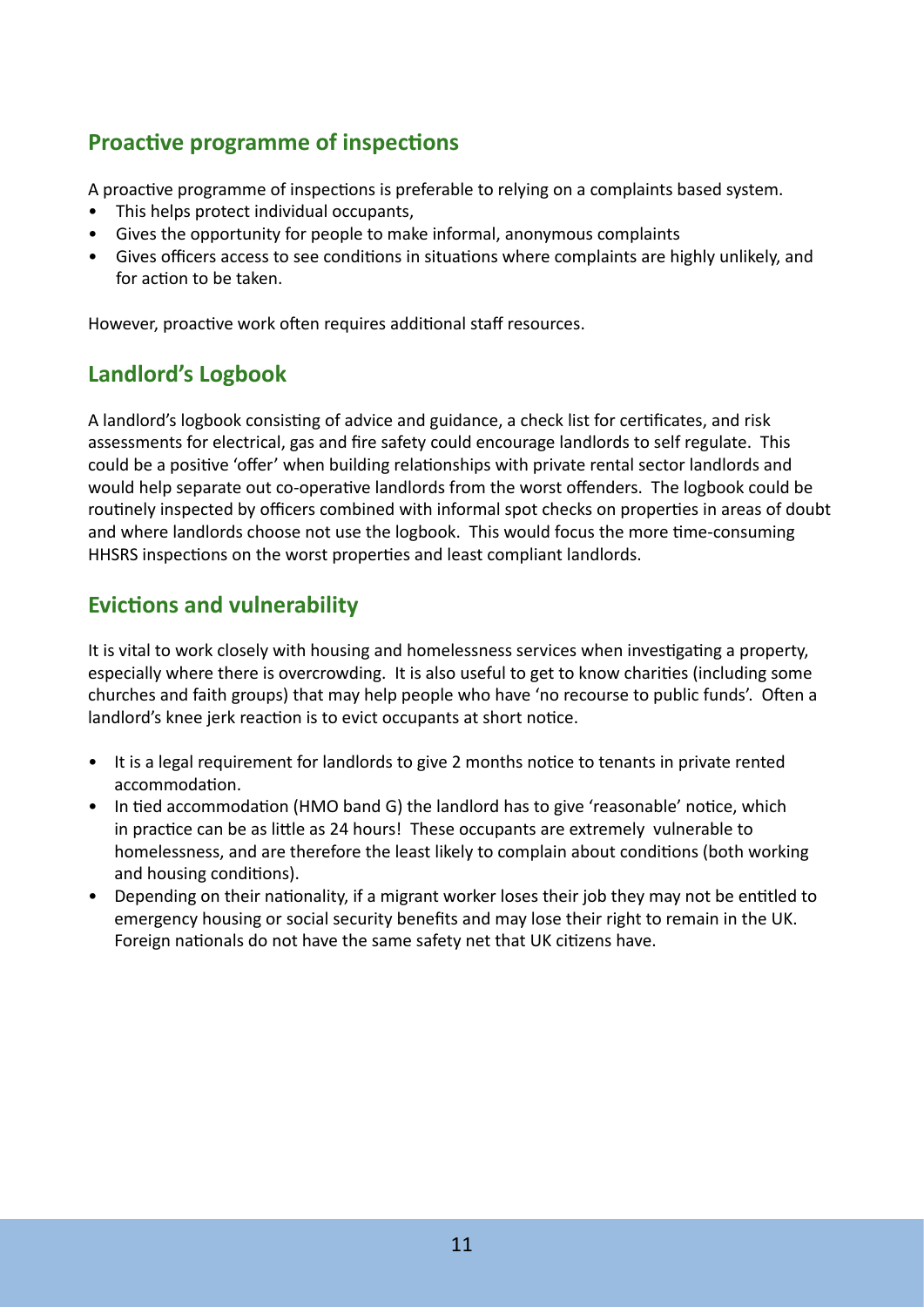## Proactive programme of inspections

A proactive programme of inspections is preferable to relying on a complaints based system.

- This helps protect individual occupants,
- Gives the opportunity for people to make informal, anonymous complaints
- Gives officers access to see conditions in situations where complaints are highly unlikely, and for action to be taken.

However, proactive work often requires additional staff resources.

## Landlord's Logbook

A landlord's logbook consisting of advice and guidance, a check list for certificates, and risk assessments for electrical, gas and fire safety could encourage landlords to self regulate. This could be a positive 'offer' when building relationships with private rental sector landlords and would help separate out co-operative landlords from the worst offenders. The logbook could be routinely inspected by officers combined with informal spot checks on properties in areas of doubt and where landlords choose not use the logbook. This would focus the more time-consuming HHSRS inspections on the worst properties and least compliant landlords.

## Evictions and vulnerability

It is vital to work closely with housing and homelessness services when investigating a property, especially where there is overcrowding. It is also useful to get to know charities (including some churches and faith groups) that may help people who have 'no recourse to public funds'. Often a landlord's knee jerk reaction is to evict occupants at short notice.

- It is a legal requirement for landlords to give 2 months notice to tenants in private rented accommodation.
- In tied accommodation (HMO band G) the landlord has to give 'reasonable' notice, which in practice can be as little as 24 hours! These occupants are extremely vulnerable to homelessness, and are therefore the least likely to complain about conditions (both working and housing conditions).
- Depending on their nationality, if a migrant worker loses their job they may not be entitled to emergency housing or social security benefits and may lose their right to remain in the UK. Foreign nationals do not have the same safety net that UK citizens have.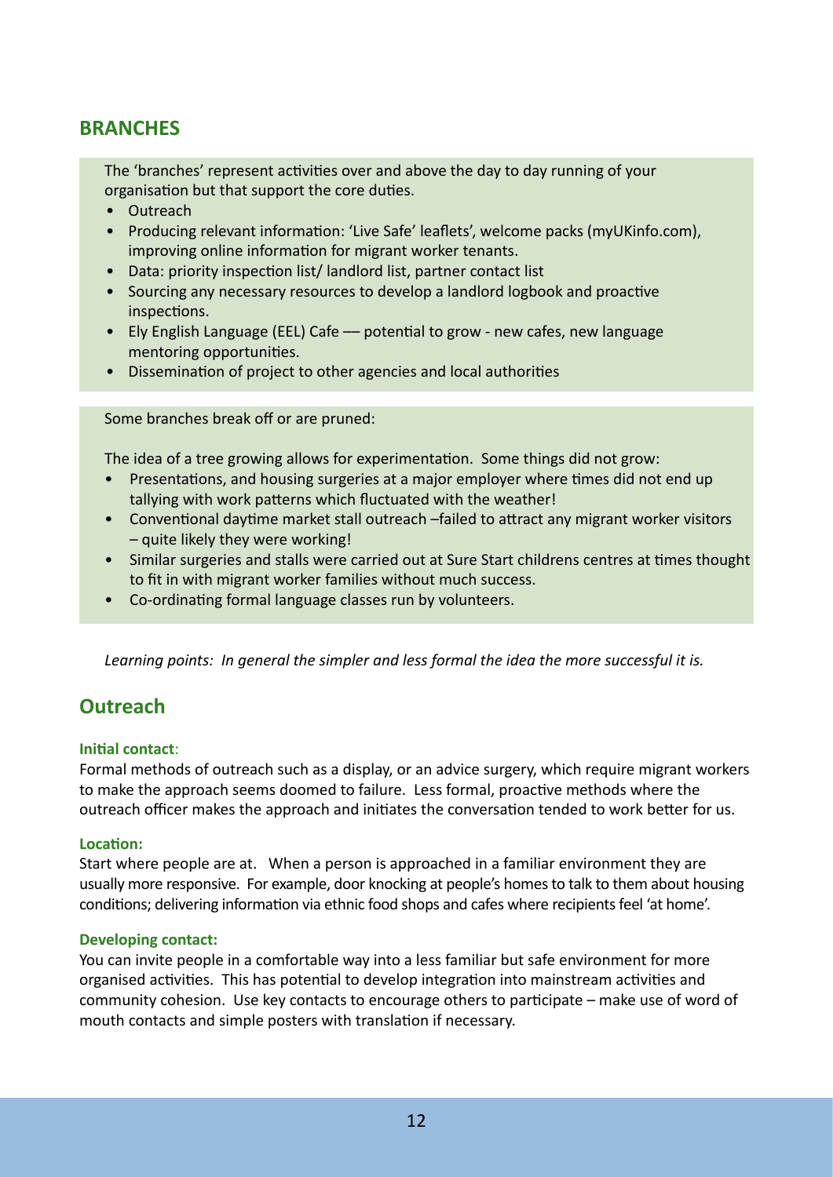## BRANCHES

The 'branches' represent activities over and above the day to day running of your organisation but that support the core duties.

- Outreach
- Producing relevant information: 'Live Safe' leaflets', welcome packs (myUKinfo.com), improving online information for migrant worker tenants.
- Data: priority inspection list/ landlord list, partner contact list
- Sourcing any necessary resources to develop a landlord logbook and proactive inspections.
- Ely English Language (EEL) Cafe — potential to grow - new cafes, new language mentoring opportunities.
- Dissemination of project to other agencies and local authorities

Some branches break off or are pruned:

The idea of a tree growing allows for experimentation. Some things did not grow:

- Presentations, and housing surgeries at a major employer where times did not end up tallying with work patterns which fluctuated with the weather!
- Conventional daytime market stall outreach –failed to attract any migrant worker visitors – quite likely they were working!
- Similar surgeries and stalls were carried out at Sure Start childrens centres at times thought to fit in with migrant worker families without much success.
- Co-ordinating formal language classes run by volunteers.

*Learning points: In general the simpler and less formal the idea the more successful it is.*

## Outreach

**Initial contact**:

Formal methods of outreach such as a display, or an advice surgery, which require migrant workers to make the approach seems doomed to failure. Less formal, proactive methods where the outreach officer makes the approach and initiates the conversation tended to work better for us.

**Location:**

Start where people are at. When a person is approached in a familiar environment they are usually more responsive. For example, door knocking at people's homes to talk to them about housing conditions; delivering information via ethnic food shops and cafes where recipients feel 'at home'.

**Developing contact:**

You can invite people in a comfortable way into a less familiar but safe environment for more organised activities. This has potential to develop integration into mainstream activities and community cohesion. Use key contacts to encourage others to participate – make use of word of mouth contacts and simple posters with translation if necessary.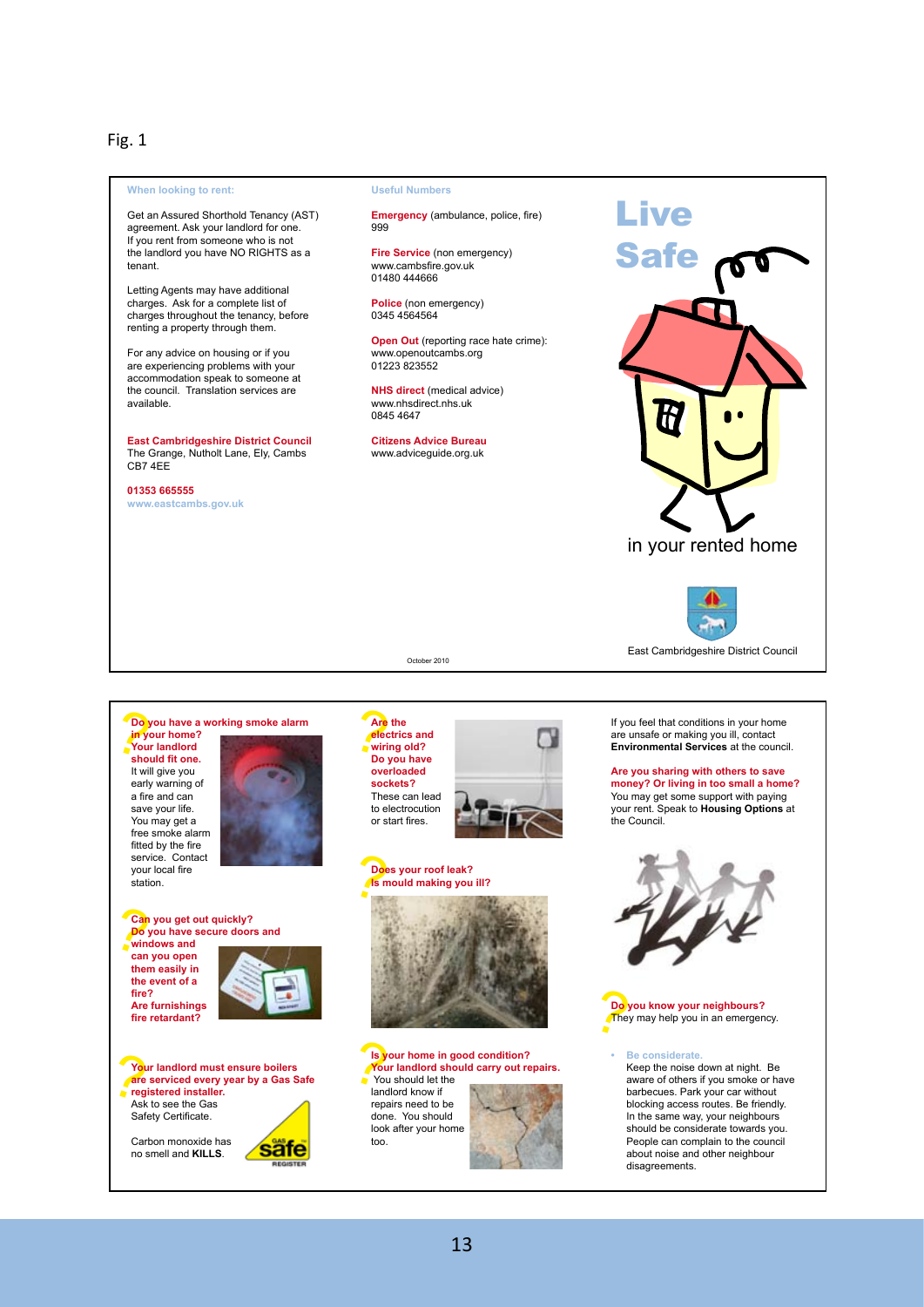Fig. 1

**When looking to rent:**

Get an Assured Shorthold Tenancy (AST) agreement. Ask your landlord for one. If you rent from someone who is not the landlord you have NO RIGHTS as a tenant.

Letting Agents may have additional charges. Ask for a complete list of charges throughout the tenancy, before renting a property through them.

For any advice on housing or if you are experiencing problems with your accommodation speak to someone at the council. Translation services are available.

**East Cambridgeshire District Council**
The Grange, Nutholt Lane, Ely, Cambs
CB7 4EE

**01353 665555**
**www.eastcambs.gov.uk**

**Useful Numbers**

**Emergency** (ambulance, police, fire)
999

**Fire Service** (non emergency)
www.cambsfire.gov.uk
01480 444666

**Police** (non emergency)
0345 4564564

**Open Out** (reporting race hate crime):
www.openoutcambs.org
01223 823552

**NHS direct** (medical advice)
www.nhsdirect.nhs.uk
0845 4647

**Citizens Advice Bureau**
www.adviceguide.org.uk

October 2010

# Live Safe

in your rented home

East Cambridgeshire District Council

**Do you have a working smoke alarm in your home? Your landlord should fit one.** It will give you early warning of a fire and can save your life. You may get a free smoke alarm fitted by the fire service. Contact your local fire station.

**Can you get out quickly? Do you have secure doors and windows and can you open them easily in the event of a fire? Are furnishings fire retardant?**

**Your landlord must ensure boilers are serviced every year by a Gas Safe registered installer.** Ask to see the Gas Safety Certificate.

Carbon monoxide has no smell and **KILLS**.

**Are the electrics and wiring old? Do you have overloaded sockets?** These can lead to electrocution or start fires.

**Does your roof leak? Is mould making you ill?**

**Is your home in good condition? Your landlord should carry out repairs.** You should let the landlord know if repairs need to be done. You should look after your home too.

If you feel that conditions in your home are unsafe or making you ill, contact **Environmental Services** at the council.

**Are you sharing with others to save money? Or living in too small a home?** You may get some support with paying your rent. Speak to **Housing Options** at the Council.

**Do you know your neighbours?** They may help you in an emergency.

- **Be considerate.** Keep the noise down at night. Be aware of others if you smoke or have barbecues. Park your car without blocking access routes. Be friendly. In the same way, your neighbours should be considerate towards you. People can complain to the council about noise and other neighbour disagreements.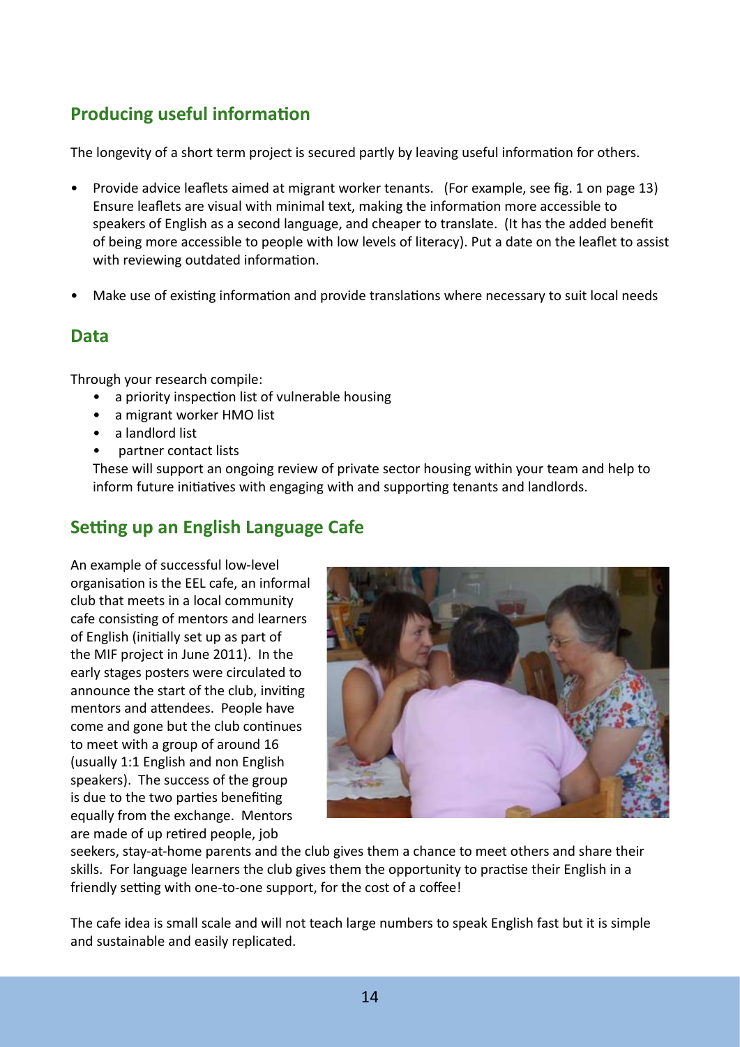## Producing useful information

The longevity of a short term project is secured partly by leaving useful information for others.

- Provide advice leaflets aimed at migrant worker tenants. (For example, see fig. 1 on page 13) Ensure leaflets are visual with minimal text, making the information more accessible to speakers of English as a second language, and cheaper to translate. (It has the added benefit of being more accessible to people with low levels of literacy). Put a date on the leaflet to assist with reviewing outdated information.
- Make use of existing information and provide translations where necessary to suit local needs

## Data

Through your research compile:

- a priority inspection list of vulnerable housing
- a migrant worker HMO list
- a landlord list
- partner contact lists

These will support an ongoing review of private sector housing within your team and help to inform future initiatives with engaging with and supporting tenants and landlords.

## Setting up an English Language Cafe

An example of successful low-level organisation is the EEL cafe, an informal club that meets in a local community cafe consisting of mentors and learners of English (initially set up as part of the MIF project in June 2011). In the early stages posters were circulated to announce the start of the club, inviting mentors and attendees. People have come and gone but the club continues to meet with a group of around 16 (usually 1:1 English and non English speakers). The success of the group is due to the two parties benefiting equally from the exchange. Mentors are made of up retired people, job seekers, stay-at-home parents and the club gives them a chance to meet others and share their skills. For language learners the club gives them the opportunity to practise their English in a friendly setting with one-to-one support, for the cost of a coffee!

The cafe idea is small scale and will not teach large numbers to speak English fast but it is simple and sustainable and easily replicated.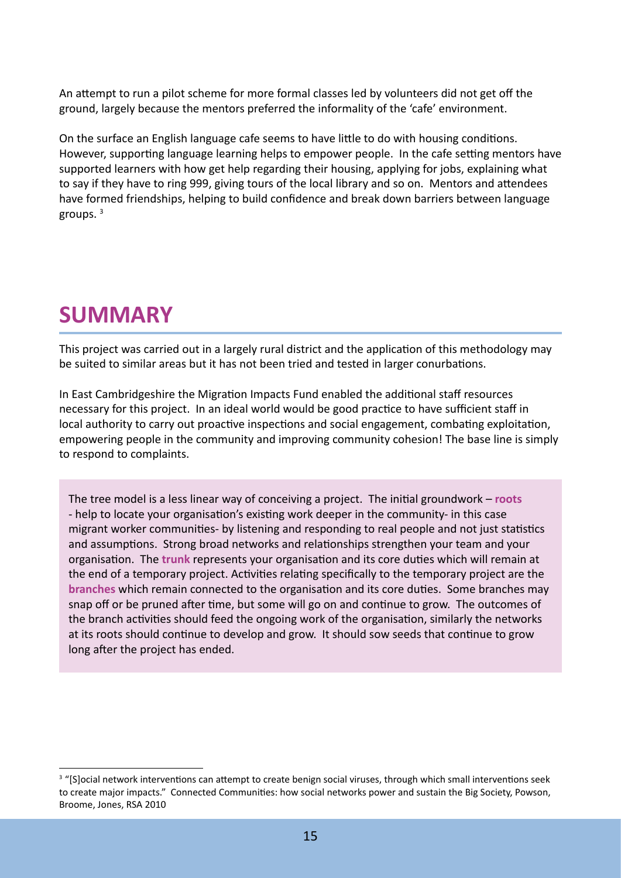An attempt to run a pilot scheme for more formal classes led by volunteers did not get off the ground, largely because the mentors preferred the informality of the 'cafe' environment.

On the surface an English language cafe seems to have little to do with housing conditions. However, supporting language learning helps to empower people. In the cafe setting mentors have supported learners with how get help regarding their housing, applying for jobs, explaining what to say if they have to ring 999, giving tours of the local library and so on. Mentors and attendees have formed friendships, helping to build confidence and break down barriers between language groups. [3]

# SUMMARY

This project was carried out in a largely rural district and the application of this methodology may be suited to similar areas but it has not been tried and tested in larger conurbations.

In East Cambridgeshire the Migration Impacts Fund enabled the additional staff resources necessary for this project. In an ideal world would be good practice to have sufficient staff in local authority to carry out proactive inspections and social engagement, combating exploitation, empowering people in the community and improving community cohesion! The base line is simply to respond to complaints.

> The tree model is a less linear way of conceiving a project. The initial groundwork – **roots** - help to locate your organisation's existing work deeper in the community- in this case migrant worker communities- by listening and responding to real people and not just statistics and assumptions. Strong broad networks and relationships strengthen your team and your organisation. The **trunk** represents your organisation and its core duties which will remain at the end of a temporary project. Activities relating specifically to the temporary project are the **branches** which remain connected to the organisation and its core duties. Some branches may snap off or be pruned after time, but some will go on and continue to grow. The outcomes of the branch activities should feed the ongoing work of the organisation, similarly the networks at its roots should continue to develop and grow. It should sow seeds that continue to grow long after the project has ended.

---

[3] "[S]ocial network interventions can attempt to create benign social viruses, through which small interventions seek to create major impacts." Connected Communities: how social networks power and sustain the Big Society, Powson, Broome, Jones, RSA 2010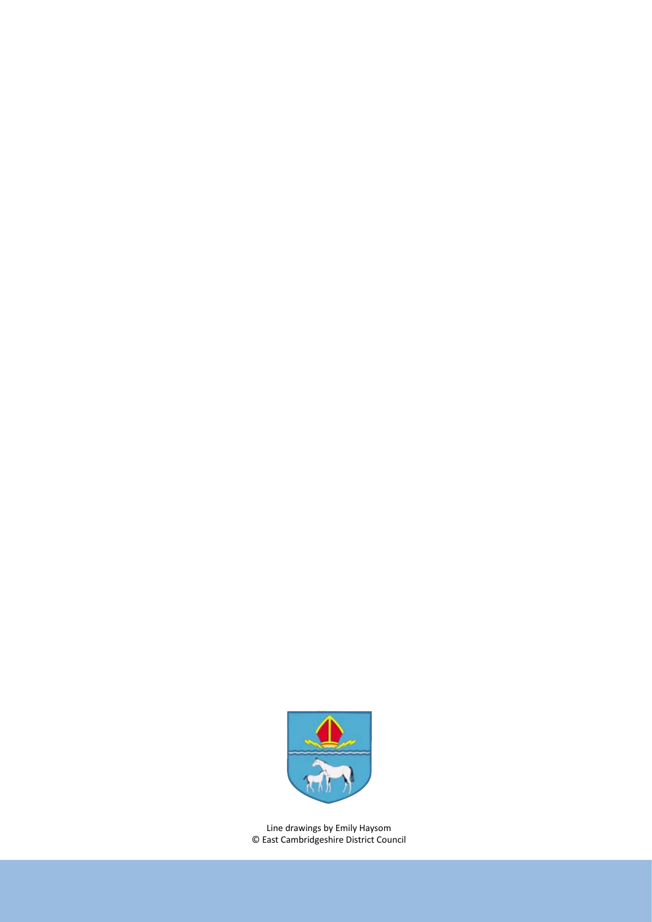Line drawings by Emily Haysom
© East Cambridgeshire District Council